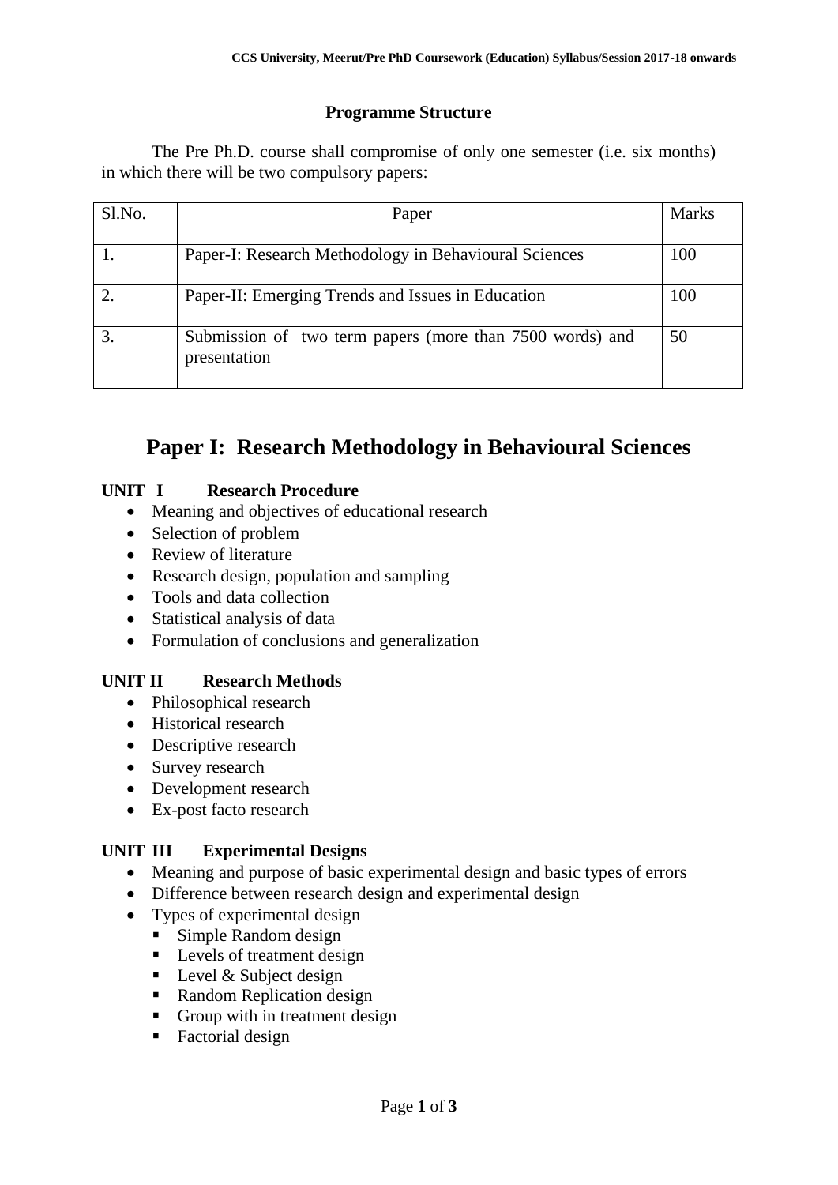## Programme Structure

The Pre Ph.D. course shall compromise of only one semester (i.e. six months) in which there will be two compulsory papers:

| Sl.No. | Paper | Marks |
|---|---|---|
| 1. | Paper-I: Research Methodology in Behavioural Sciences | 100 |
| 2. | Paper-II: Emerging Trends and Issues in Education | 100 |
| 3. | Submission of two term papers (more than 7500 words) and presentation | 50 |

# Paper I: Research Methodology in Behavioural Sciences

### UNIT I Research Procedure

- Meaning and objectives of educational research
- Selection of problem
- Review of literature
- Research design, population and sampling
- Tools and data collection
- Statistical analysis of data
- Formulation of conclusions and generalization

### UNIT II Research Methods

- Philosophical research
- Historical research
- Descriptive research
- Survey research
- Development research
- Ex-post facto research

### UNIT III Experimental Designs

- Meaning and purpose of basic experimental design and basic types of errors
- Difference between research design and experimental design
- Types of experimental design
  - Simple Random design
  - Levels of treatment design
  - Level & Subject design
  - Random Replication design
  - Group with in treatment design
  - Factorial design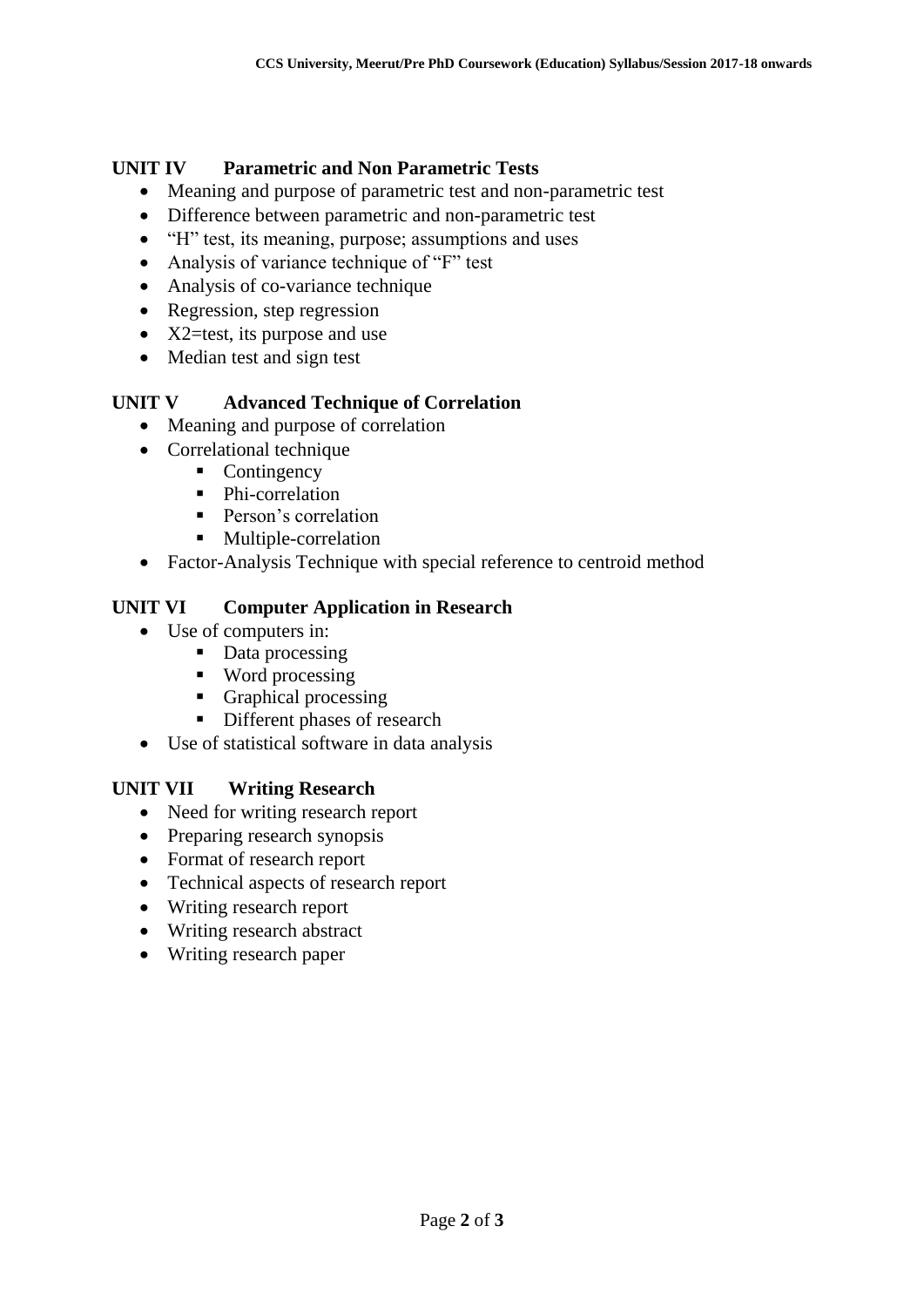## UNIT IV Parametric and Non Parametric Tests

- Meaning and purpose of parametric test and non-parametric test
- Difference between parametric and non-parametric test
- "H" test, its meaning, purpose; assumptions and uses
- Analysis of variance technique of "F" test
- Analysis of co-variance technique
- Regression, step regression
- X2=test, its purpose and use
- Median test and sign test

## UNIT V Advanced Technique of Correlation

- Meaning and purpose of correlation
- Correlational technique
  - Contingency
  - Phi-correlation
  - Person's correlation
  - Multiple-correlation
- Factor-Analysis Technique with special reference to centroid method

## UNIT VI Computer Application in Research

- Use of computers in:
  - Data processing
  - Word processing
  - Graphical processing
  - Different phases of research
- Use of statistical software in data analysis

## UNIT VII Writing Research

- Need for writing research report
- Preparing research synopsis
- Format of research report
- Technical aspects of research report
- Writing research report
- Writing research abstract
- Writing research paper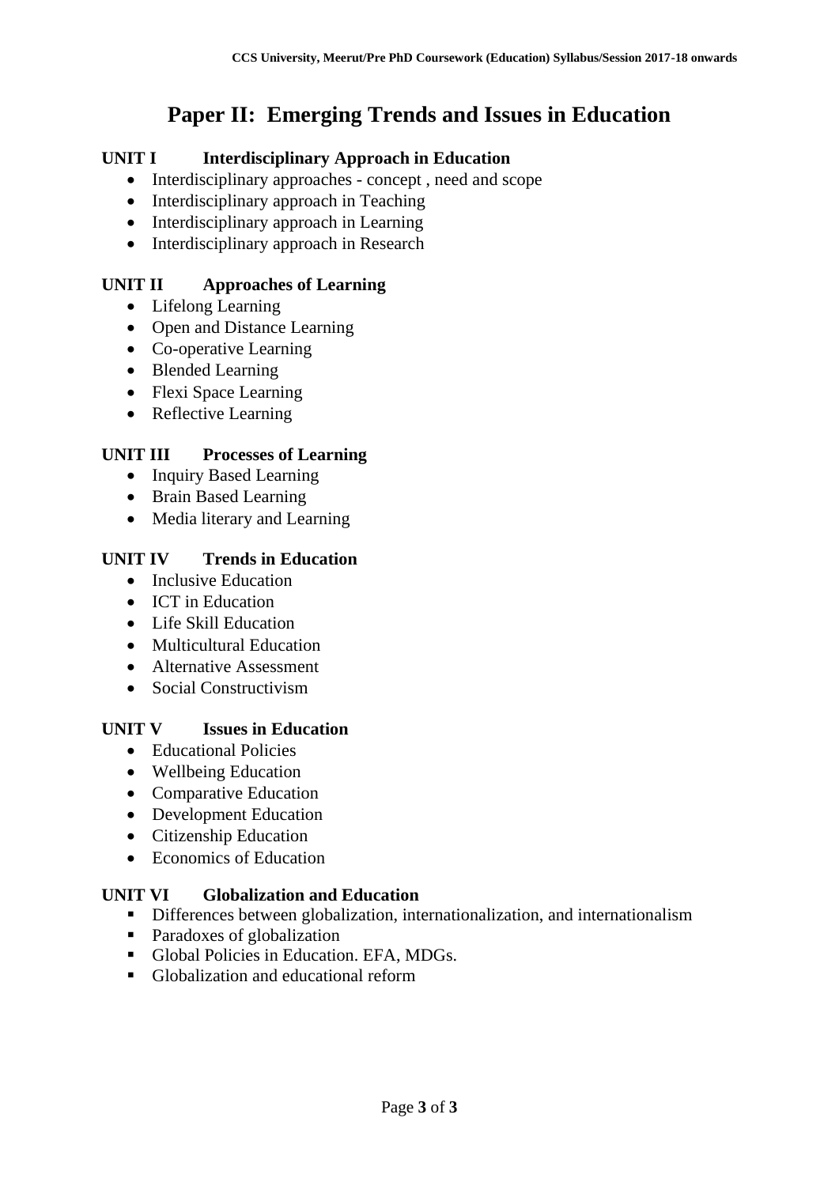# Paper II: Emerging Trends and Issues in Education

## UNIT I Interdisciplinary Approach in Education

- Interdisciplinary approaches - concept , need and scope
- Interdisciplinary approach in Teaching
- Interdisciplinary approach in Learning
- Interdisciplinary approach in Research

## UNIT II Approaches of Learning

- Lifelong Learning
- Open and Distance Learning
- Co-operative Learning
- Blended Learning
- Flexi Space Learning
- Reflective Learning

## UNIT III Processes of Learning

- Inquiry Based Learning
- Brain Based Learning
- Media literary and Learning

## UNIT IV Trends in Education

- Inclusive Education
- ICT in Education
- Life Skill Education
- Multicultural Education
- Alternative Assessment
- Social Constructivism

## UNIT V Issues in Education

- Educational Policies
- Wellbeing Education
- Comparative Education
- Development Education
- Citizenship Education
- Economics of Education

## UNIT VI Globalization and Education

- Differences between globalization, internationalization, and internationalism
- Paradoxes of globalization
- Global Policies in Education. EFA, MDGs.
- Globalization and educational reform